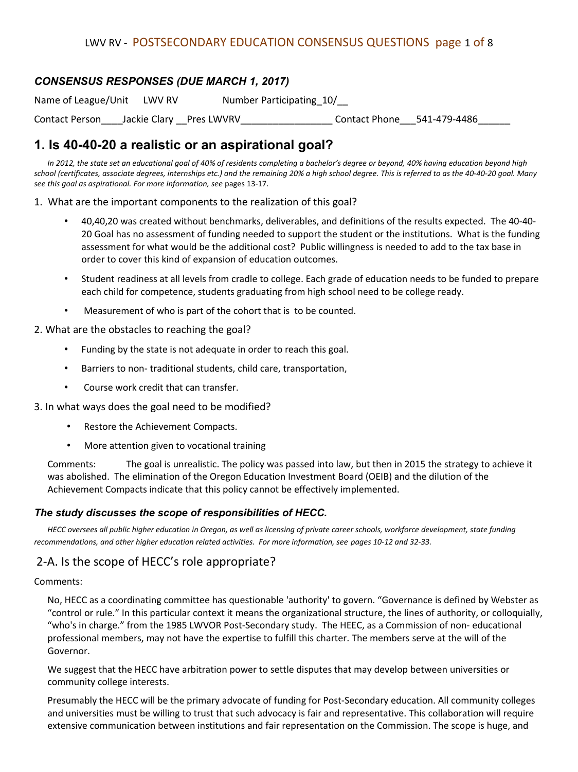### *CONSENSUS RESPONSES (DUE MARCH 1, 2017)*

Name of League/Unit LWV RV Number Participating_10/__

Contact Person____Jackie Clary __Pres LWVRV_________________ Contact Phone___541-479-4486______

## 1. Is 40-40-20 a realistic or an aspirational goal?

*In 2012, the state set an educational goal of 40% of residents completing a bachelor's degree or beyond, 40% having education beyond high school (certificates, associate degrees, internships etc.) and the remaining 20% a high school degree. This is referred to as the 40-40-20 goal. Many see this goal as aspirational. For more information, see* pages 13-17.

1. What are the important components to the realization of this goal?

   - 40,40,20 was created without benchmarks, deliverables, and definitions of the results expected. The 40-40-20 Goal has no assessment of funding needed to support the student or the institutions. What is the funding assessment for what would be the additional cost? Public willingness is needed to add to the tax base in order to cover this kind of expansion of education outcomes.
   - Student readiness at all levels from cradle to college. Each grade of education needs to be funded to prepare each child for competence, students graduating from high school need to be college ready.
   - Measurement of who is part of the cohort that is to be counted.

2. What are the obstacles to reaching the goal?

   - Funding by the state is not adequate in order to reach this goal.
   - Barriers to non- traditional students, child care, transportation,
   - Course work credit that can transfer.

3. In what ways does the goal need to be modified?

   - Restore the Achievement Compacts.
   - More attention given to vocational training

Comments: The goal is unrealistic. The policy was passed into law, but then in 2015 the strategy to achieve it was abolished. The elimination of the Oregon Education Investment Board (OEIB) and the dilution of the Achievement Compacts indicate that this policy cannot be effectively implemented.

### *The study discusses the scope of responsibilities of HECC.*

*HECC oversees all public higher education in Oregon, as well as licensing of private career schools, workforce development, state funding recommendations, and other higher education related activities. For more information, see pages 10-12 and 32-33.*

## 2-A. Is the scope of HECC's role appropriate?

Comments:

No, HECC as a coordinating committee has questionable 'authority' to govern. "Governance is defined by Webster as "control or rule." In this particular context it means the organizational structure, the lines of authority, or colloquially, "who's in charge." from the 1985 LWVOR Post-Secondary study. The HEEC, as a Commission of non- educational professional members, may not have the expertise to fulfill this charter. The members serve at the will of the Governor.

We suggest that the HECC have arbitration power to settle disputes that may develop between universities or community college interests.

Presumably the HECC will be the primary advocate of funding for Post-Secondary education. All community colleges and universities must be willing to trust that such advocacy is fair and representative. This collaboration will require extensive communication between institutions and fair representation on the Commission. The scope is huge, and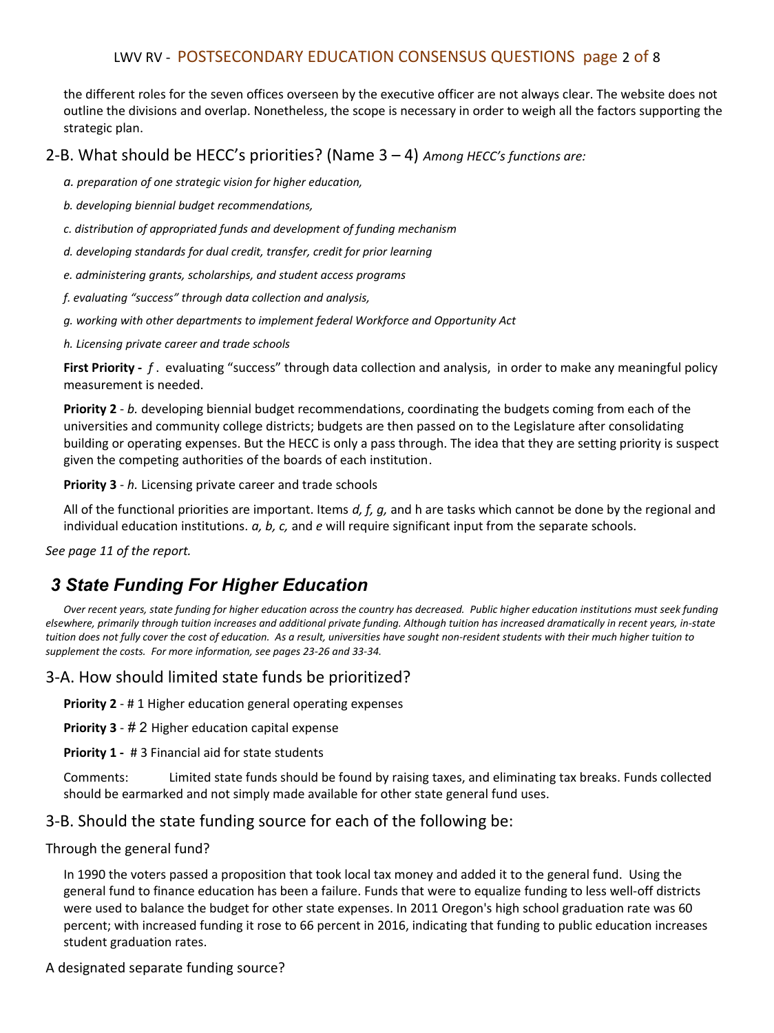the different roles for the seven offices overseen by the executive officer are not always clear. The website does not outline the divisions and overlap. Nonetheless, the scope is necessary in order to weigh all the factors supporting the strategic plan.

## 2-B. What should be HECC's priorities? (Name 3 – 4) *Among HECC's functions are:*

*a. preparation of one strategic vision for higher education,*

*b. developing biennial budget recommendations,*

*c. distribution of appropriated funds and development of funding mechanism*

*d. developing standards for dual credit, transfer, credit for prior learning*

*e. administering grants, scholarships, and student access programs*

*f. evaluating "success" through data collection and analysis,*

*g. working with other departments to implement federal Workforce and Opportunity Act*

*h. Licensing private career and trade schools*

**First Priority -** *f* . evaluating "success" through data collection and analysis, in order to make any meaningful policy measurement is needed.

**Priority 2** - *b.* developing biennial budget recommendations, coordinating the budgets coming from each of the universities and community college districts; budgets are then passed on to the Legislature after consolidating building or operating expenses. But the HECC is only a pass through. The idea that they are setting priority is suspect given the competing authorities of the boards of each institution.

**Priority 3** - *h.* Licensing private career and trade schools

All of the functional priorities are important. Items *d, f, g,* and h are tasks which cannot be done by the regional and individual education institutions. *a, b, c,* and *e* will require significant input from the separate schools.

*See page 11 of the report.*

# *3 State Funding For Higher Education*

*Over recent years, state funding for higher education across the country has decreased. Public higher education institutions must seek funding elsewhere, primarily through tuition increases and additional private funding. Although tuition has increased dramatically in recent years, in-state tuition does not fully cover the cost of education. As a result, universities have sought non-resident students with their much higher tuition to supplement the costs. For more information, see pages 23-26 and 33-34.*

## 3-A. How should limited state funds be prioritized?

**Priority 2** - # 1 Higher education general operating expenses

**Priority 3** - # 2 Higher education capital expense

**Priority 1 -** # 3 Financial aid for state students

Comments: Limited state funds should be found by raising taxes, and eliminating tax breaks. Funds collected should be earmarked and not simply made available for other state general fund uses.

## 3-B. Should the state funding source for each of the following be:

Through the general fund?

In 1990 the voters passed a proposition that took local tax money and added it to the general fund. Using the general fund to finance education has been a failure. Funds that were to equalize funding to less well-off districts were used to balance the budget for other state expenses. In 2011 Oregon's high school graduation rate was 60 percent; with increased funding it rose to 66 percent in 2016, indicating that funding to public education increases student graduation rates.

A designated separate funding source?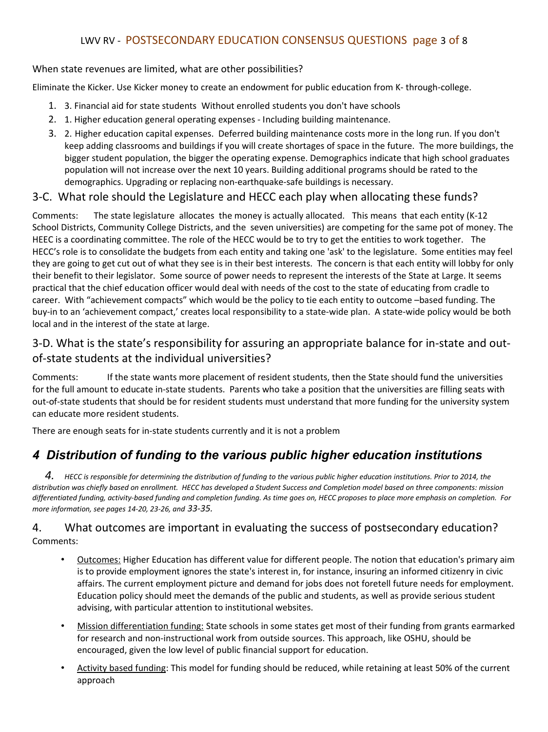When state revenues are limited, what are other possibilities?

Eliminate the Kicker. Use Kicker money to create an endowment for public education from K- through-college.

1. 3. Financial aid for state students Without enrolled students you don't have schools
2. 1. Higher education general operating expenses - Including building maintenance.
3. 2. Higher education capital expenses. Deferred building maintenance costs more in the long run. If you don't keep adding classrooms and buildings if you will create shortages of space in the future. The more buildings, the bigger student population, the bigger the operating expense. Demographics indicate that high school graduates population will not increase over the next 10 years. Building additional programs should be rated to the demographics. Upgrading or replacing non-earthquake-safe buildings is necessary.

## 3-C. What role should the Legislature and HECC each play when allocating these funds?

Comments: The state legislature allocates the money is actually allocated. This means that each entity (K-12 School Districts, Community College Districts, and the seven universities) are competing for the same pot of money. The HEEC is a coordinating committee. The role of the HECC would be to try to get the entities to work together. The HECC's role is to consolidate the budgets from each entity and taking one 'ask' to the legislature. Some entities may feel they are going to get cut out of what they see is in their best interests. The concern is that each entity will lobby for only their benefit to their legislator. Some source of power needs to represent the interests of the State at Large. It seems practical that the chief education officer would deal with needs of the cost to the state of educating from cradle to career. With "achievement compacts" which would be the policy to tie each entity to outcome –based funding. The buy-in to an 'achievement compact,' creates local responsibility to a state-wide plan. A state-wide policy would be both local and in the interest of the state at large.

## 3-D. What is the state's responsibility for assuring an appropriate balance for in-state and out-of-state students at the individual universities?

Comments: If the state wants more placement of resident students, then the State should fund the universities for the full amount to educate in-state students. Parents who take a position that the universities are filling seats with out-of-state students that should be for resident students must understand that more funding for the university system can educate more resident students.

There are enough seats for in-state students currently and it is not a problem

# *4 Distribution of funding to the various public higher education institutions*

*4. HECC is responsible for determining the distribution of funding to the various public higher education institutions. Prior to 2014, the distribution was chiefly based on enrollment. HECC has developed a Student Success and Completion model based on three components: mission differentiated funding, activity-based funding and completion funding. As time goes on, HECC proposes to place more emphasis on completion. For more information, see pages 14-20, 23-26, and 33-35.*

## 4. What outcomes are important in evaluating the success of postsecondary education?

Comments:

- Outcomes: Higher Education has different value for different people. The notion that education's primary aim is to provide employment ignores the state's interest in, for instance, insuring an informed citizenry in civic affairs. The current employment picture and demand for jobs does not foretell future needs for employment. Education policy should meet the demands of the public and students, as well as provide serious student advising, with particular attention to institutional websites.
- Mission differentiation funding: State schools in some states get most of their funding from grants earmarked for research and non-instructional work from outside sources. This approach, like OSHU, should be encouraged, given the low level of public financial support for education.
- Activity based funding: This model for funding should be reduced, while retaining at least 50% of the current approach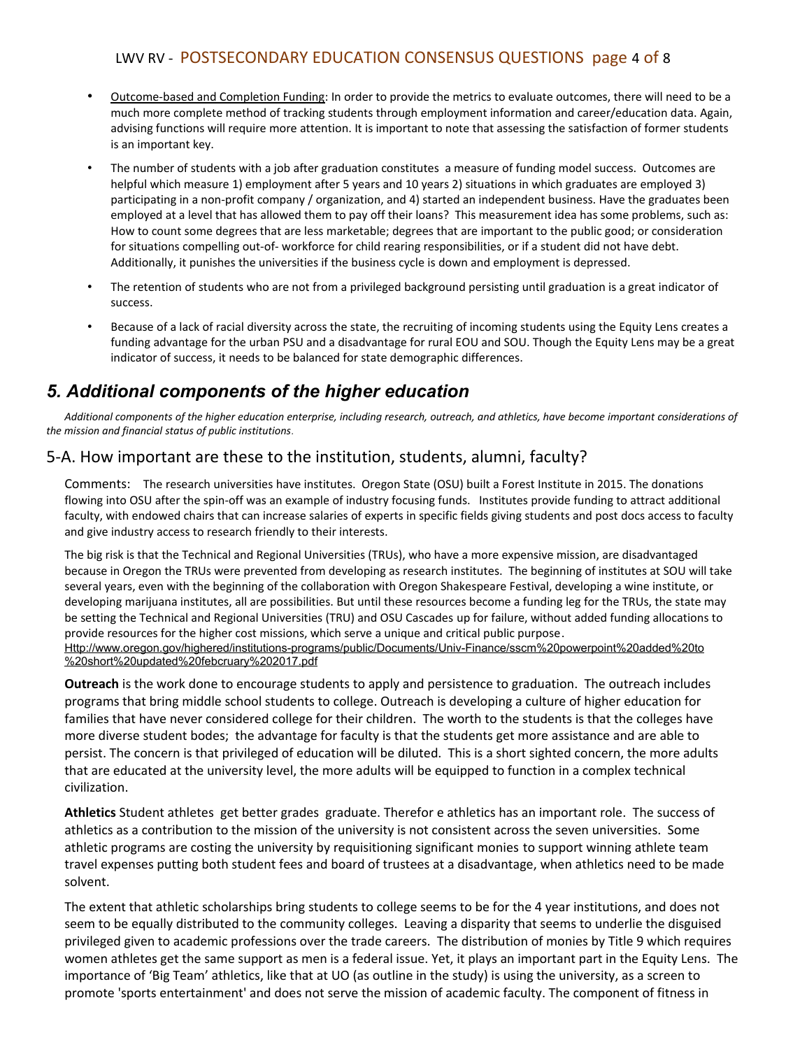- Outcome-based and Completion Funding: In order to provide the metrics to evaluate outcomes, there will need to be a much more complete method of tracking students through employment information and career/education data. Again, advising functions will require more attention. It is important to note that assessing the satisfaction of former students is an important key.
- The number of students with a job after graduation constitutes a measure of funding model success. Outcomes are helpful which measure 1) employment after 5 years and 10 years 2) situations in which graduates are employed 3) participating in a non-profit company / organization, and 4) started an independent business. Have the graduates been employed at a level that has allowed them to pay off their loans? This measurement idea has some problems, such as: How to count some degrees that are less marketable; degrees that are important to the public good; or consideration for situations compelling out-of- workforce for child rearing responsibilities, or if a student did not have debt. Additionally, it punishes the universities if the business cycle is down and employment is depressed.
- The retention of students who are not from a privileged background persisting until graduation is a great indicator of success.
- Because of a lack of racial diversity across the state, the recruiting of incoming students using the Equity Lens creates a funding advantage for the urban PSU and a disadvantage for rural EOU and SOU. Though the Equity Lens may be a great indicator of success, it needs to be balanced for state demographic differences.

## *5. Additional components of the higher education*

*Additional components of the higher education enterprise, including research, outreach, and athletics, have become important considerations of the mission and financial status of public institutions.*

### 5-A. How important are these to the institution, students, alumni, faculty?

Comments: The research universities have institutes. Oregon State (OSU) built a Forest Institute in 2015. The donations flowing into OSU after the spin-off was an example of industry focusing funds. Institutes provide funding to attract additional faculty, with endowed chairs that can increase salaries of experts in specific fields giving students and post docs access to faculty and give industry access to research friendly to their interests.

The big risk is that the Technical and Regional Universities (TRUs), who have a more expensive mission, are disadvantaged because in Oregon the TRUs were prevented from developing as research institutes. The beginning of institutes at SOU will take several years, even with the beginning of the collaboration with Oregon Shakespeare Festival, developing a wine institute, or developing marijuana institutes, all are possibilities. But until these resources become a funding leg for the TRUs, the state may be setting the Technical and Regional Universities (TRU) and OSU Cascades up for failure, without added funding allocations to provide resources for the higher cost missions, which serve a unique and critical public purpose.
Http://www.oregon.gov/highered/institutions-programs/public/Documents/Univ-Finance/sscm%20powerpoint%20added%20to%20short%20updated%20febcruary%202017.pdf

**Outreach** is the work done to encourage students to apply and persistence to graduation. The outreach includes programs that bring middle school students to college. Outreach is developing a culture of higher education for families that have never considered college for their children. The worth to the students is that the colleges have more diverse student bodes; the advantage for faculty is that the students get more assistance and are able to persist. The concern is that privileged of education will be diluted. This is a short sighted concern, the more adults that are educated at the university level, the more adults will be equipped to function in a complex technical civilization.

**Athletics** Student athletes get better grades graduate. Therefor e athletics has an important role. The success of athletics as a contribution to the mission of the university is not consistent across the seven universities. Some athletic programs are costing the university by requisitioning significant monies to support winning athlete team travel expenses putting both student fees and board of trustees at a disadvantage, when athletics need to be made solvent.

The extent that athletic scholarships bring students to college seems to be for the 4 year institutions, and does not seem to be equally distributed to the community colleges. Leaving a disparity that seems to underlie the disguised privileged given to academic professions over the trade careers. The distribution of monies by Title 9 which requires women athletes get the same support as men is a federal issue. Yet, it plays an important part in the Equity Lens. The importance of 'Big Team' athletics, like that at UO (as outline in the study) is using the university, as a screen to promote 'sports entertainment' and does not serve the mission of academic faculty. The component of fitness in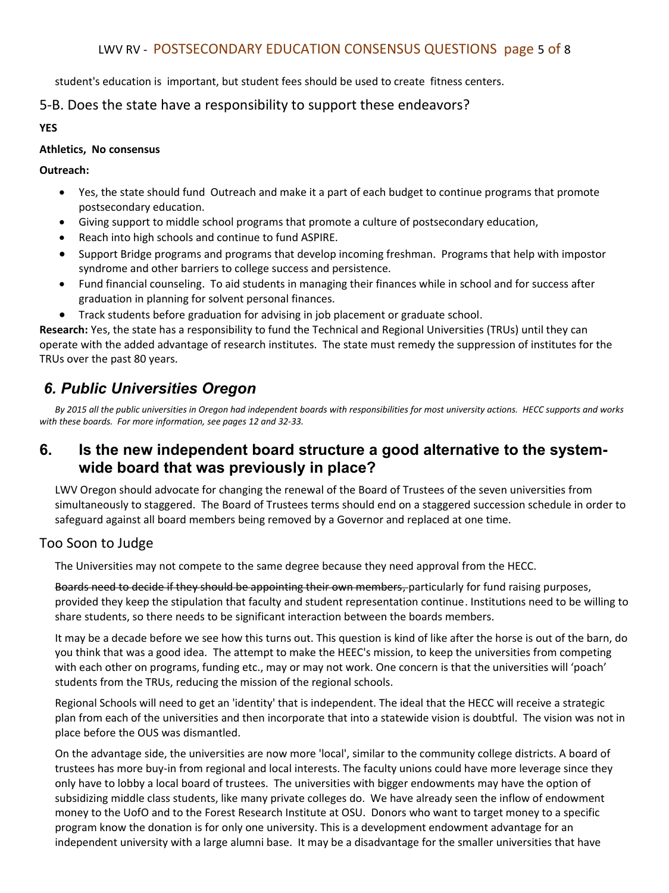student's education is important, but student fees should be used to create fitness centers.

## 5-B. Does the state have a responsibility to support these endeavors?

**YES**

**Athletics, No consensus**

**Outreach:**

- Yes, the state should fund Outreach and make it a part of each budget to continue programs that promote postsecondary education.
- Giving support to middle school programs that promote a culture of postsecondary education,
- Reach into high schools and continue to fund ASPIRE.
- Support Bridge programs and programs that develop incoming freshman. Programs that help with impostor syndrome and other barriers to college success and persistence.
- Fund financial counseling. To aid students in managing their finances while in school and for success after graduation in planning for solvent personal finances.
- Track students before graduation for advising in job placement or graduate school.

**Research:** Yes, the state has a responsibility to fund the Technical and Regional Universities (TRUs) until they can operate with the added advantage of research institutes. The state must remedy the suppression of institutes for the TRUs over the past 80 years.

## *6. Public Universities Oregon*

*By 2015 all the public universities in Oregon had independent boards with responsibilities for most university actions. HECC supports and works with these boards. For more information, see pages 12 and 32-33.*

## 6. Is the new independent board structure a good alternative to the system-wide board that was previously in place?

LWV Oregon should advocate for changing the renewal of the Board of Trustees of the seven universities from simultaneously to staggered. The Board of Trustees terms should end on a staggered succession schedule in order to safeguard against all board members being removed by a Governor and replaced at one time.

### Too Soon to Judge

The Universities may not compete to the same degree because they need approval from the HECC.

~~Boards need to decide if they should be appointing their own members,~~ particularly for fund raising purposes, provided they keep the stipulation that faculty and student representation continue. Institutions need to be willing to share students, so there needs to be significant interaction between the boards members.

It may be a decade before we see how this turns out. This question is kind of like after the horse is out of the barn, do you think that was a good idea. The attempt to make the HEEC's mission, to keep the universities from competing with each other on programs, funding etc., may or may not work. One concern is that the universities will 'poach' students from the TRUs, reducing the mission of the regional schools.

Regional Schools will need to get an 'identity' that is independent. The ideal that the HECC will receive a strategic plan from each of the universities and then incorporate that into a statewide vision is doubtful. The vision was not in place before the OUS was dismantled.

On the advantage side, the universities are now more 'local', similar to the community college districts. A board of trustees has more buy-in from regional and local interests. The faculty unions could have more leverage since they only have to lobby a local board of trustees. The universities with bigger endowments may have the option of subsidizing middle class students, like many private colleges do. We have already seen the inflow of endowment money to the UofO and to the Forest Research Institute at OSU. Donors who want to target money to a specific program know the donation is for only one university. This is a development endowment advantage for an independent university with a large alumni base. It may be a disadvantage for the smaller universities that have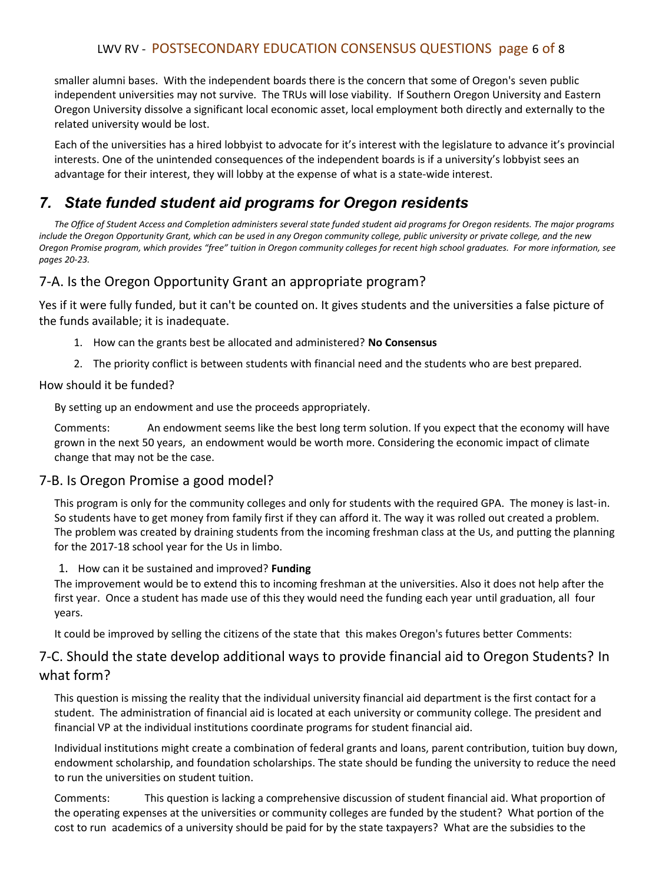smaller alumni bases. With the independent boards there is the concern that some of Oregon's seven public independent universities may not survive. The TRUs will lose viability. If Southern Oregon University and Eastern Oregon University dissolve a significant local economic asset, local employment both directly and externally to the related university would be lost.

Each of the universities has a hired lobbyist to advocate for it's interest with the legislature to advance it's provincial interests. One of the unintended consequences of the independent boards is if a university's lobbyist sees an advantage for their interest, they will lobby at the expense of what is a state-wide interest.

## *7. State funded student aid programs for Oregon residents*

*The Office of Student Access and Completion administers several state funded student aid programs for Oregon residents. The major programs include the Oregon Opportunity Grant, which can be used in any Oregon community college, public university or private college, and the new Oregon Promise program, which provides "free" tuition in Oregon community colleges for recent high school graduates. For more information, see pages 20-23.*

### 7-A. Is the Oregon Opportunity Grant an appropriate program?

Yes if it were fully funded, but it can't be counted on. It gives students and the universities a false picture of the funds available; it is inadequate.

1. How can the grants best be allocated and administered? **No Consensus**
2. The priority conflict is between students with financial need and the students who are best prepared.

How should it be funded?

By setting up an endowment and use the proceeds appropriately.

Comments: An endowment seems like the best long term solution. If you expect that the economy will have grown in the next 50 years, an endowment would be worth more. Considering the economic impact of climate change that may not be the case.

### 7-B. Is Oregon Promise a good model?

This program is only for the community colleges and only for students with the required GPA. The money is last-in. So students have to get money from family first if they can afford it. The way it was rolled out created a problem. The problem was created by draining students from the incoming freshman class at the Us, and putting the planning for the 2017-18 school year for the Us in limbo.

1. How can it be sustained and improved? **Funding**

The improvement would be to extend this to incoming freshman at the universities. Also it does not help after the first year. Once a student has made use of this they would need the funding each year until graduation, all four years.

It could be improved by selling the citizens of the state that this makes Oregon's futures better Comments:

### 7-C. Should the state develop additional ways to provide financial aid to Oregon Students? In what form?

This question is missing the reality that the individual university financial aid department is the first contact for a student. The administration of financial aid is located at each university or community college. The president and financial VP at the individual institutions coordinate programs for student financial aid.

Individual institutions might create a combination of federal grants and loans, parent contribution, tuition buy down, endowment scholarship, and foundation scholarships. The state should be funding the university to reduce the need to run the universities on student tuition.

Comments: This question is lacking a comprehensive discussion of student financial aid. What proportion of the operating expenses at the universities or community colleges are funded by the student? What portion of the cost to run academics of a university should be paid for by the state taxpayers? What are the subsidies to the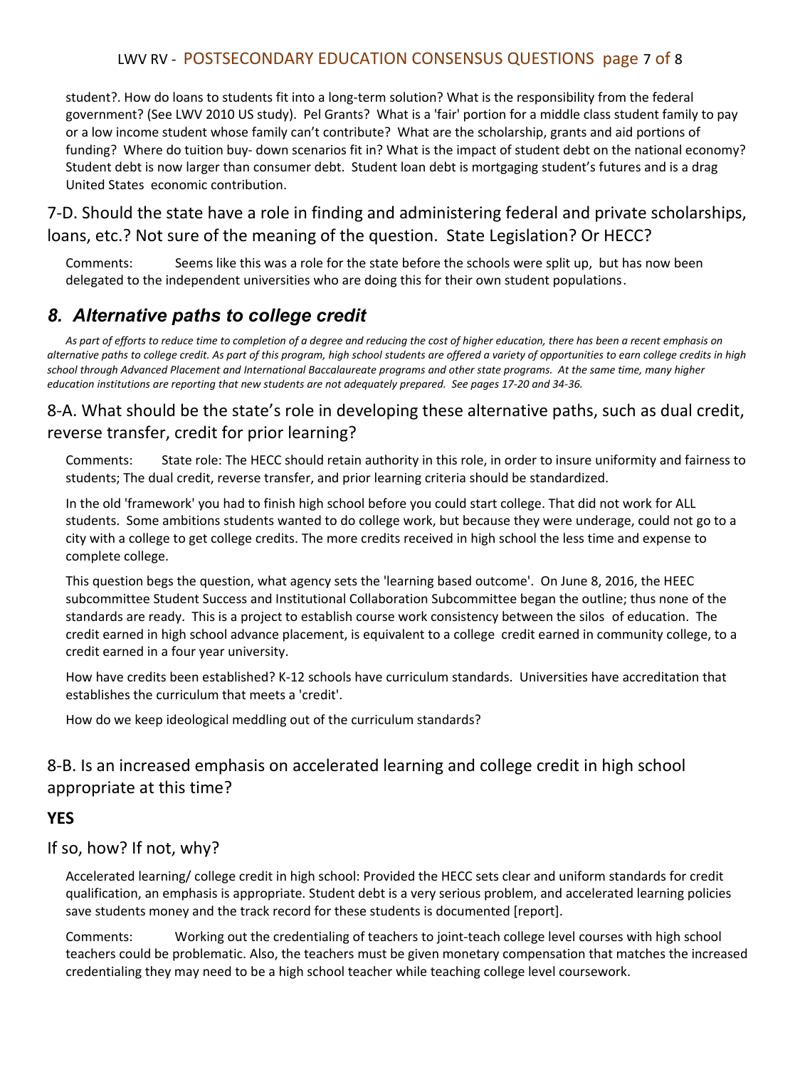student?. How do loans to students fit into a long-term solution? What is the responsibility from the federal government? (See LWV 2010 US study). Pel Grants? What is a 'fair' portion for a middle class student family to pay or a low income student whose family can't contribute? What are the scholarship, grants and aid portions of funding? Where do tuition buy- down scenarios fit in? What is the impact of student debt on the national economy? Student debt is now larger than consumer debt. Student loan debt is mortgaging student's futures and is a drag United States economic contribution.

### 7-D. Should the state have a role in finding and administering federal and private scholarships, loans, etc.? Not sure of the meaning of the question. State Legislation? Or HECC?

Comments: Seems like this was a role for the state before the schools were split up, but has now been delegated to the independent universities who are doing this for their own student populations.

## *8. Alternative paths to college credit*

*As part of efforts to reduce time to completion of a degree and reducing the cost of higher education, there has been a recent emphasis on alternative paths to college credit. As part of this program, high school students are offered a variety of opportunities to earn college credits in high school through Advanced Placement and International Baccalaureate programs and other state programs. At the same time, many higher education institutions are reporting that new students are not adequately prepared. See pages 17-20 and 34-36.*

### 8-A. What should be the state's role in developing these alternative paths, such as dual credit, reverse transfer, credit for prior learning?

Comments: State role: The HECC should retain authority in this role, in order to insure uniformity and fairness to students; The dual credit, reverse transfer, and prior learning criteria should be standardized.

In the old 'framework' you had to finish high school before you could start college. That did not work for ALL students. Some ambitions students wanted to do college work, but because they were underage, could not go to a city with a college to get college credits. The more credits received in high school the less time and expense to complete college.

This question begs the question, what agency sets the 'learning based outcome'. On June 8, 2016, the HEEC subcommittee Student Success and Institutional Collaboration Subcommittee began the outline; thus none of the standards are ready. This is a project to establish course work consistency between the silos of education. The credit earned in high school advance placement, is equivalent to a college credit earned in community college, to a credit earned in a four year university.

How have credits been established? K-12 schools have curriculum standards. Universities have accreditation that establishes the curriculum that meets a 'credit'.

How do we keep ideological meddling out of the curriculum standards?

### 8-B. Is an increased emphasis on accelerated learning and college credit in high school appropriate at this time?

**YES**

### If so, how? If not, why?

Accelerated learning/ college credit in high school: Provided the HECC sets clear and uniform standards for credit qualification, an emphasis is appropriate. Student debt is a very serious problem, and accelerated learning policies save students money and the track record for these students is documented [report].

Comments: Working out the credentialing of teachers to joint-teach college level courses with high school teachers could be problematic. Also, the teachers must be given monetary compensation that matches the increased credentialing they may need to be a high school teacher while teaching college level coursework.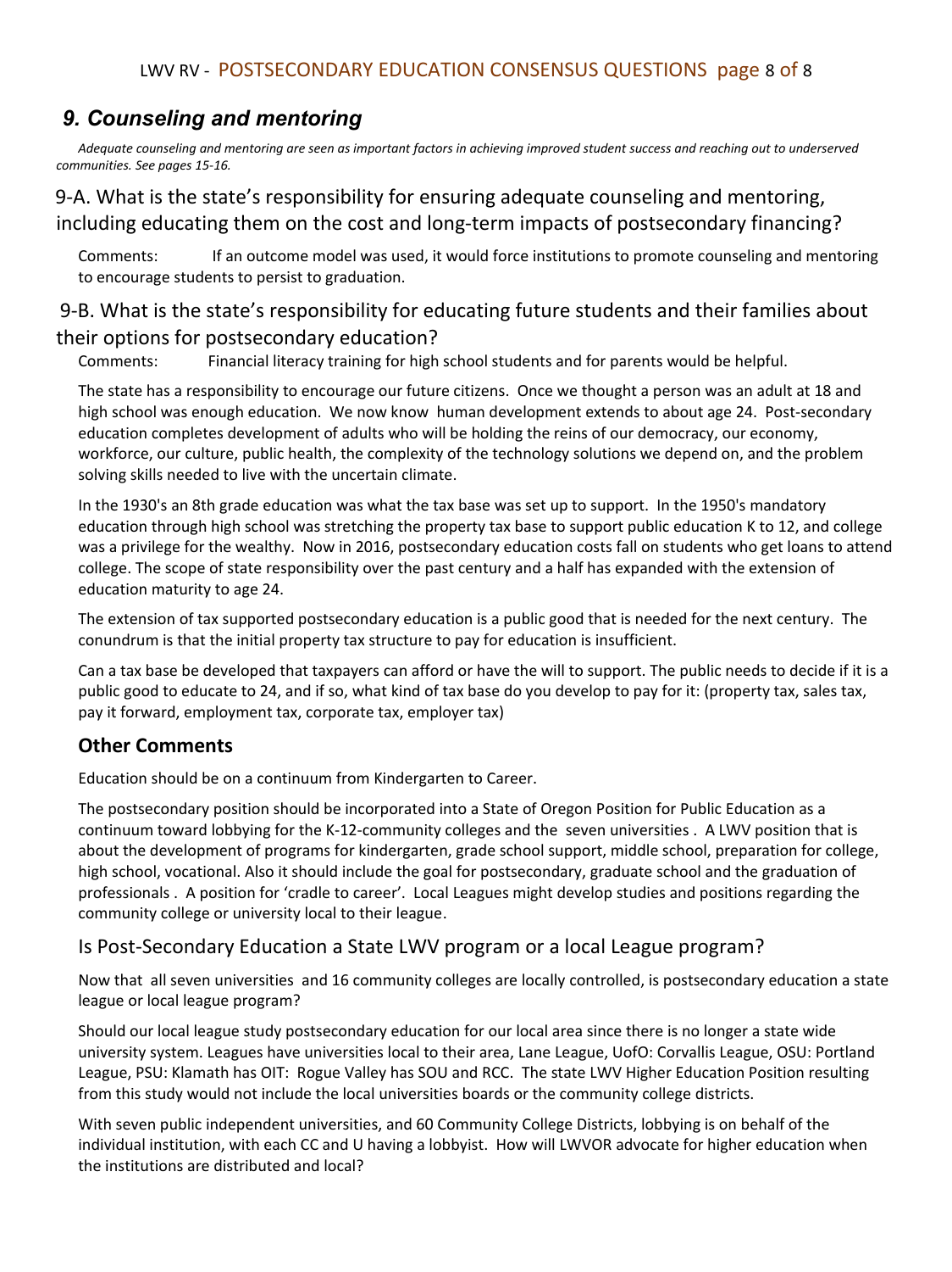## *9. Counseling and mentoring*

*Adequate counseling and mentoring are seen as important factors in achieving improved student success and reaching out to underserved communities. See pages 15-16.*

### 9-A. What is the state's responsibility for ensuring adequate counseling and mentoring, including educating them on the cost and long-term impacts of postsecondary financing?

Comments: If an outcome model was used, it would force institutions to promote counseling and mentoring to encourage students to persist to graduation.

### 9-B. What is the state's responsibility for educating future students and their families about their options for postsecondary education?

Comments: Financial literacy training for high school students and for parents would be helpful.

The state has a responsibility to encourage our future citizens. Once we thought a person was an adult at 18 and high school was enough education. We now know human development extends to about age 24. Post-secondary education completes development of adults who will be holding the reins of our democracy, our economy, workforce, our culture, public health, the complexity of the technology solutions we depend on, and the problem solving skills needed to live with the uncertain climate.

In the 1930's an 8th grade education was what the tax base was set up to support. In the 1950's mandatory education through high school was stretching the property tax base to support public education K to 12, and college was a privilege for the wealthy. Now in 2016, postsecondary education costs fall on students who get loans to attend college. The scope of state responsibility over the past century and a half has expanded with the extension of education maturity to age 24.

The extension of tax supported postsecondary education is a public good that is needed for the next century. The conundrum is that the initial property tax structure to pay for education is insufficient.

Can a tax base be developed that taxpayers can afford or have the will to support. The public needs to decide if it is a public good to educate to 24, and if so, what kind of tax base do you develop to pay for it: (property tax, sales tax, pay it forward, employment tax, corporate tax, employer tax)

### Other Comments

Education should be on a continuum from Kindergarten to Career.

The postsecondary position should be incorporated into a State of Oregon Position for Public Education as a continuum toward lobbying for the K-12-community colleges and the seven universities . A LWV position that is about the development of programs for kindergarten, grade school support, middle school, preparation for college, high school, vocational. Also it should include the goal for postsecondary, graduate school and the graduation of professionals . A position for 'cradle to career'. Local Leagues might develop studies and positions regarding the community college or university local to their league.

### Is Post-Secondary Education a State LWV program or a local League program?

Now that all seven universities and 16 community colleges are locally controlled, is postsecondary education a state league or local league program?

Should our local league study postsecondary education for our local area since there is no longer a state wide university system. Leagues have universities local to their area, Lane League, UofO: Corvallis League, OSU: Portland League, PSU: Klamath has OIT: Rogue Valley has SOU and RCC. The state LWV Higher Education Position resulting from this study would not include the local universities boards or the community college districts.

With seven public independent universities, and 60 Community College Districts, lobbying is on behalf of the individual institution, with each CC and U having a lobbyist. How will LWVOR advocate for higher education when the institutions are distributed and local?